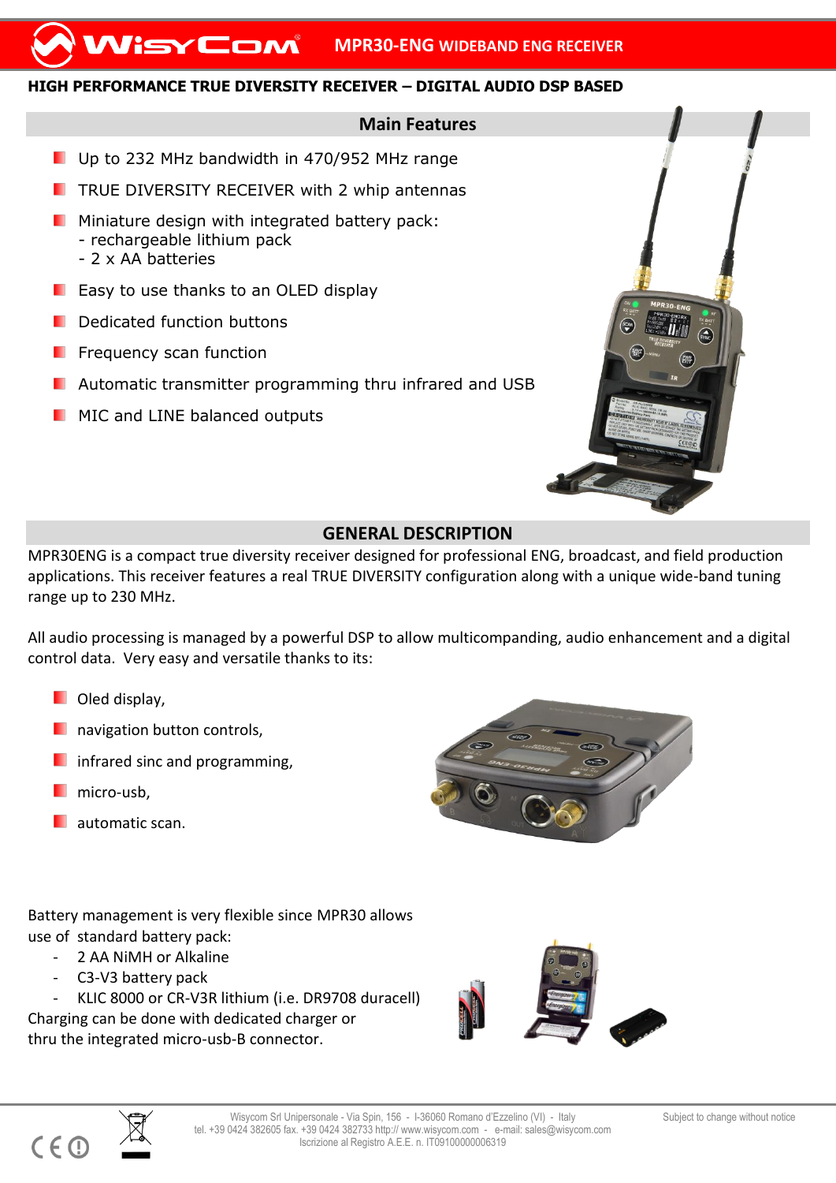# WisyCom MPR30-ENG WIDEBAND ENG RECEIVER

**HIGH PERFORMANCE TRUE DIVERSITY RECEIVER – DIGITAL AUDIO DSP BASED**

## Main Features

- Up to 232 MHz bandwidth in 470/952 MHz range
- TRUE DIVERSITY RECEIVER with 2 whip antennas
- Miniature design with integrated battery pack:
  - rechargeable lithium pack
  - 2 x AA batteries
- Easy to use thanks to an OLED display
- Dedicated function buttons
- Frequency scan function
- Automatic transmitter programming thru infrared and USB
- MIC and LINE balanced outputs

## GENERAL DESCRIPTION

MPR30ENG is a compact true diversity receiver designed for professional ENG, broadcast, and field production applications. This receiver features a real TRUE DIVERSITY configuration along with a unique wide-band tuning range up to 230 MHz.

All audio processing is managed by a powerful DSP to allow multicompanding, audio enhancement and a digital control data. Very easy and versatile thanks to its:

- Oled display,
- navigation button controls,
- infrared sinc and programming,
- micro-usb,
- automatic scan.

Battery management is very flexible since MPR30 allows use of standard battery pack:

- 2 AA NiMH or Alkaline
- C3-V3 battery pack
- KLIC 8000 or CR-V3R lithium (i.e. DR9708 duracell)

Charging can be done with dedicated charger or thru the integrated micro-usb-B connector.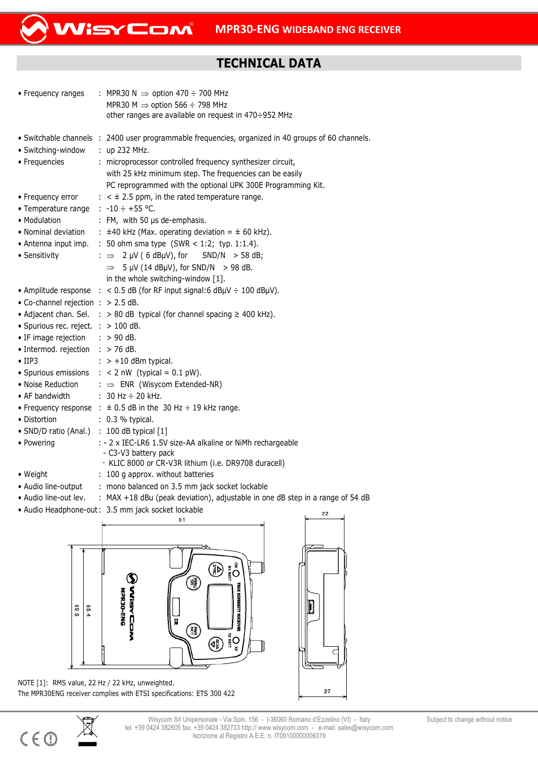## TECHNICAL DATA

- Frequency ranges : MPR30 N ⇒ option 470 ÷ 700 MHz
  MPR30 M ⇒ option 566 ÷ 798 MHz
  other ranges are available on request in 470÷952 MHz
- Switchable channels : 2400 user programmable frequencies, organized in 40 groups of 60 channels.
- Switching-window : up 232 MHz.
- Frequencies : microprocessor controlled frequency synthesizer circuit, with 25 kHz minimum step. The frequencies can be easily PC reprogrammed with the optional UPK 300E Programming Kit.
- Frequency error : < ± 2.5 ppm, in the rated temperature range.
- Temperature range : -10 ÷ +55 °C.
- Modulation : FM, with 50 µs de-emphasis.
- Nominal deviation : ±40 kHz (Max. operating deviation = ± 60 kHz).
- Antenna input imp. : 50 ohm sma type (SWR < 1:2; typ. 1:1.4).
- Sensitivity : ⇒ 2 µV ( 6 dBµV), for SND/N > 58 dB;
  ⇒ 5 µV (14 dBµV), for SND/N > 98 dB.
  in the whole switching-window [1].
- Amplitude response : < 0.5 dB (for RF input signal:6 dBµV ÷ 100 dBµV).
- Co-channel rejection : > 2.5 dB.
- Adjacent chan. Sel. : > 80 dB typical (for channel spacing ≥ 400 kHz).
- Spurious rec. reject. : > 100 dB.
- IF image rejection : > 90 dB.
- Intermod. rejection : > 76 dB.
- IIP3 : > +10 dBm typical.
- Spurious emissions : < 2 nW (typical = 0.1 pW).
- Noise Reduction : ⇒ ENR (Wisycom Extended-NR)
- AF bandwidth : 30 Hz ÷ 20 kHz.
- Frequency response : ± 0.5 dB in the 30 Hz ÷ 19 kHz range.
- Distortion : 0.3 % typical.
- SND/D ratio (Anal.) : 100 dB typical [1]
- Powering : - 2 x IEC-LR6 1.5V size-AA alkaline or NiMh rechargeable
  - C3-V3 battery pack
  - KLIC 8000 or CR-V3R lithium (i.e. DR9708 duracell)
- Weight : 100 g approx. without batteries
- Audio line-output : mono balanced on 3.5 mm jack socket lockable
- Audio line-out lev. : MAX +18 dBu (peak deviation), adjustable in one dB step in a range of 54 dB
- Audio Headphone-out : 3.5 mm jack socket lockable

NOTE [1]: RMS value, 22 Hz / 22 kHz, unweighted.
The MPR30ENG receiver complies with ETSI specifications: ETS 300 422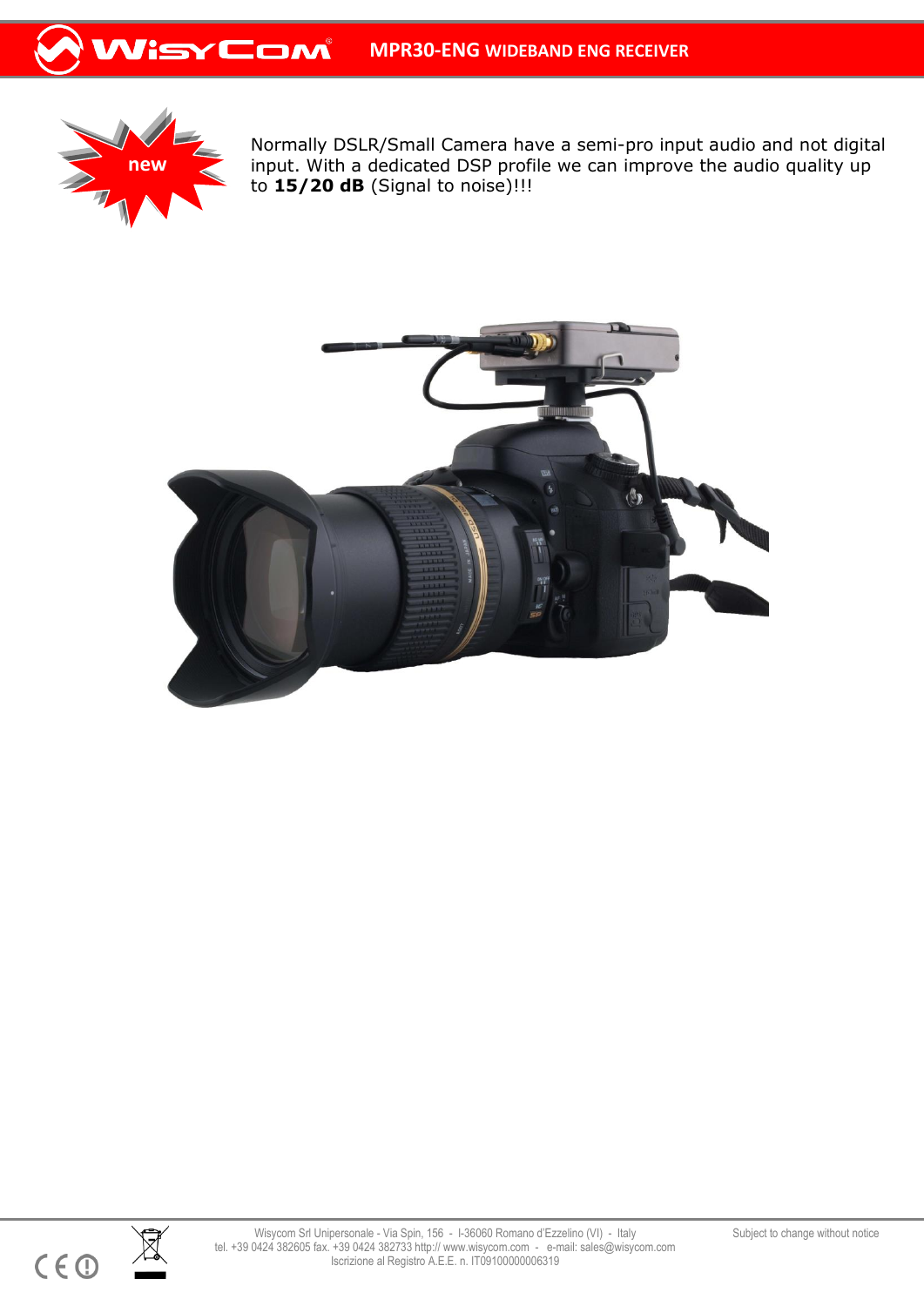new

Normally DSLR/Small Camera have a semi-pro input audio and not digital input. With a dedicated DSP profile we can improve the audio quality up to **15/20 dB** (Signal to noise)!!!